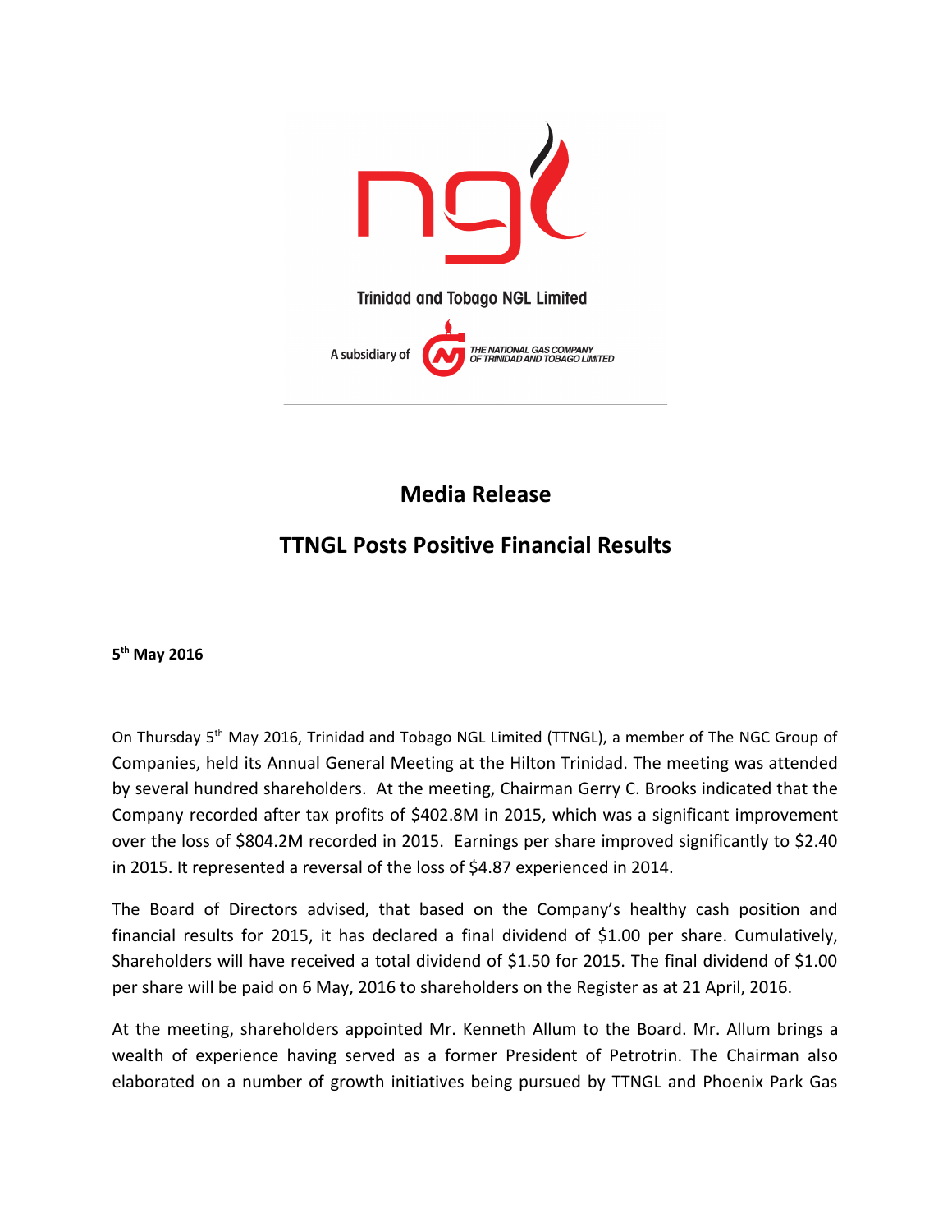Trinidad and Tobago NGL Limited

A subsidiary of THE NATIONAL GAS COMPANY OF TRINIDAD AND TOBAGO LIMITED

# Media Release

## TTNGL Posts Positive Financial Results

**5th May 2016**

On Thursday 5th May 2016, Trinidad and Tobago NGL Limited (TTNGL), a member of The NGC Group of Companies, held its Annual General Meeting at the Hilton Trinidad. The meeting was attended by several hundred shareholders. At the meeting, Chairman Gerry C. Brooks indicated that the Company recorded after tax profits of $402.8M in 2015, which was a significant improvement over the loss of $804.2M recorded in 2015. Earnings per share improved significantly to $2.40 in 2015. It represented a reversal of the loss of $4.87 experienced in 2014.

The Board of Directors advised, that based on the Company's healthy cash position and financial results for 2015, it has declared a final dividend of $1.00 per share. Cumulatively, Shareholders will have received a total dividend of $1.50 for 2015. The final dividend of $1.00 per share will be paid on 6 May, 2016 to shareholders on the Register as at 21 April, 2016.

At the meeting, shareholders appointed Mr. Kenneth Allum to the Board. Mr. Allum brings a wealth of experience having served as a former President of Petrotrin. The Chairman also elaborated on a number of growth initiatives being pursued by TTNGL and Phoenix Park Gas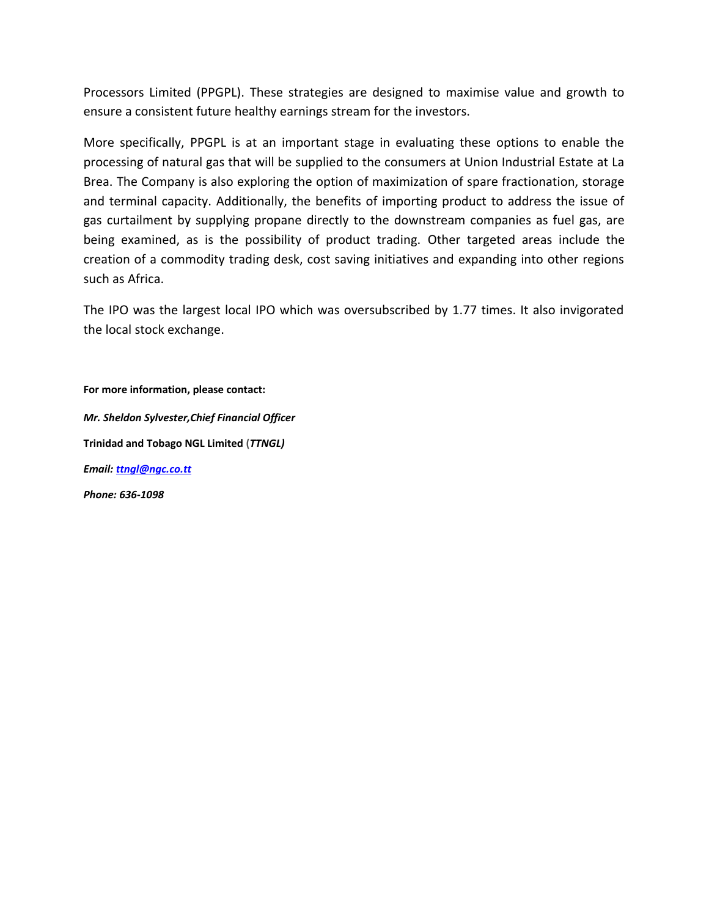Processors Limited (PPGPL). These strategies are designed to maximise value and growth to ensure a consistent future healthy earnings stream for the investors.

More specifically, PPGPL is at an important stage in evaluating these options to enable the processing of natural gas that will be supplied to the consumers at Union Industrial Estate at La Brea. The Company is also exploring the option of maximization of spare fractionation, storage and terminal capacity. Additionally, the benefits of importing product to address the issue of gas curtailment by supplying propane directly to the downstream companies as fuel gas, are being examined, as is the possibility of product trading. Other targeted areas include the creation of a commodity trading desk, cost saving initiatives and expanding into other regions such as Africa.

The IPO was the largest local IPO which was oversubscribed by 1.77 times. It also invigorated the local stock exchange.

**For more information, please contact:**

***Mr. Sheldon Sylvester,Chief Financial Officer***

**Trinidad and Tobago NGL Limited (*TTNGL)***

***Email: [ttngl@ngc.co.tt](mailto:ttngl@ngc.co.tt)***

***Phone: 636-1098***